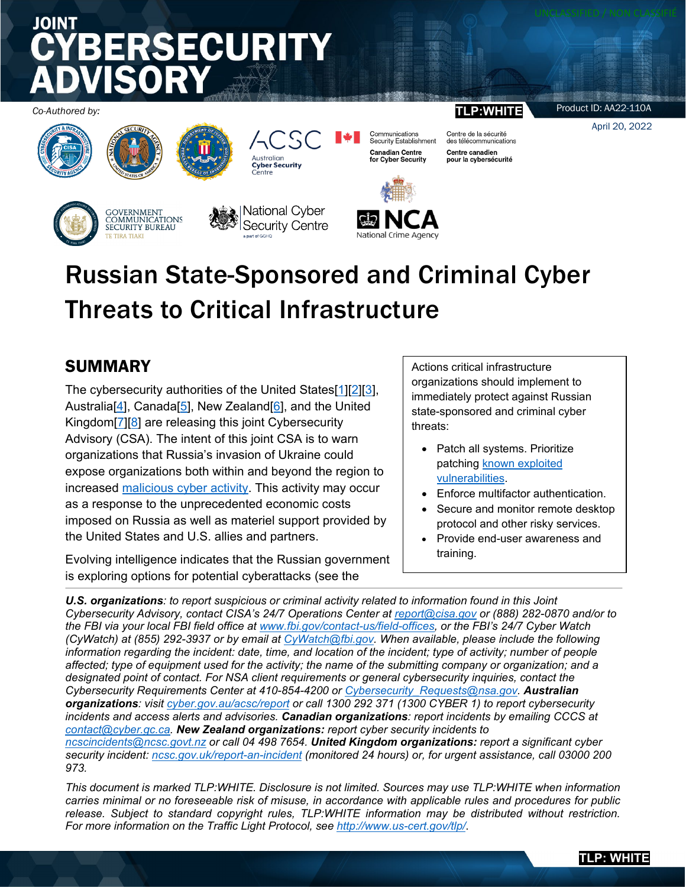UNCLASSIFIED / NON CLASSIFIÉ

# JOINT CYBERSECURITY ADVISORY

*Co-Authored by:*

TLP:WHITE

Product ID: AA22-110A

April 20, 2022

# Russian State-Sponsored and Criminal Cyber Threats to Critical Infrastructure

## SUMMARY

The cybersecurity authorities of the United States[1][2][3], Australia[4], Canada[5], New Zealand[6], and the United Kingdom[7][8] are releasing this joint Cybersecurity Advisory (CSA). The intent of this joint CSA is to warn organizations that Russia's invasion of Ukraine could expose organizations both within and beyond the region to increased malicious cyber activity. This activity may occur as a response to the unprecedented economic costs imposed on Russia as well as materiel support provided by the United States and U.S. allies and partners.

Evolving intelligence indicates that the Russian government is exploring options for potential cyberattacks (see the

Actions critical infrastructure organizations should implement to immediately protect against Russian state-sponsored and criminal cyber threats:

- Patch all systems. Prioritize patching known exploited vulnerabilities.
- Enforce multifactor authentication.
- Secure and monitor remote desktop protocol and other risky services.
- Provide end-user awareness and training.

***U.S. organizations****: to report suspicious or criminal activity related to information found in this Joint Cybersecurity Advisory, contact CISA's 24/7 Operations Center at report@cisa.gov or (888) 282-0870 and/or to the FBI via your local FBI field office at www.fbi.gov/contact-us/field-offices, or the FBI's 24/7 Cyber Watch (CyWatch) at (855) 292-3937 or by email at CyWatch@fbi.gov. When available, please include the following information regarding the incident: date, time, and location of the incident; type of activity; number of people affected; type of equipment used for the activity; the name of the submitting company or organization; and a designated point of contact. For NSA client requirements or general cybersecurity inquiries, contact the Cybersecurity Requirements Center at 410-854-4200 or Cybersecurity_Requests@nsa.gov.* ***Australian organizations****: visit cyber.gov.au/acsc/report or call 1300 292 371 (1300 CYBER 1) to report cybersecurity incidents and access alerts and advisories.* ***Canadian organizations****: report incidents by emailing CCCS at contact@cyber.gc.ca.* ***New Zealand organizations:*** *report cyber security incidents to ncscincidents@ncsc.govt.nz or call 04 498 7654.* ***United Kingdom organizations:*** *report a significant cyber security incident: ncsc.gov.uk/report-an-incident (monitored 24 hours) or, for urgent assistance, call 03000 200 973.*

*This document is marked TLP:WHITE. Disclosure is not limited. Sources may use TLP:WHITE when information carries minimal or no foreseeable risk of misuse, in accordance with applicable rules and procedures for public release. Subject to standard copyright rules, TLP:WHITE information may be distributed without restriction. For more information on the Traffic Light Protocol, see http://www.us-cert.gov/tlp/.*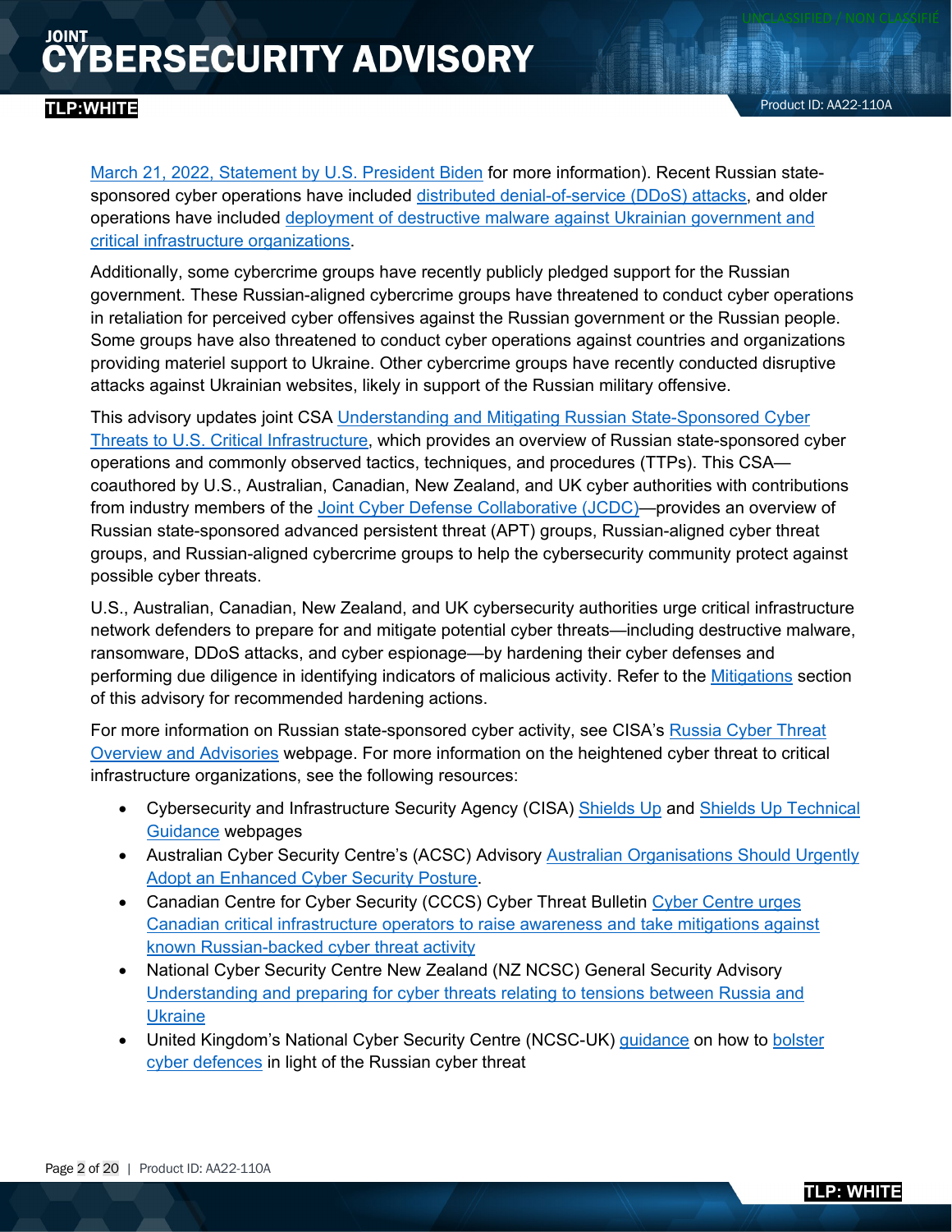March 21, 2022, Statement by U.S. President Biden for more information). Recent Russian state-sponsored cyber operations have included distributed denial-of-service (DDoS) attacks, and older operations have included deployment of destructive malware against Ukrainian government and critical infrastructure organizations.

Additionally, some cybercrime groups have recently publicly pledged support for the Russian government. These Russian-aligned cybercrime groups have threatened to conduct cyber operations in retaliation for perceived cyber offensives against the Russian government or the Russian people. Some groups have also threatened to conduct cyber operations against countries and organizations providing materiel support to Ukraine. Other cybercrime groups have recently conducted disruptive attacks against Ukrainian websites, likely in support of the Russian military offensive.

This advisory updates joint CSA Understanding and Mitigating Russian State-Sponsored Cyber Threats to U.S. Critical Infrastructure, which provides an overview of Russian state-sponsored cyber operations and commonly observed tactics, techniques, and procedures (TTPs). This CSA—coauthored by U.S., Australian, Canadian, New Zealand, and UK cyber authorities with contributions from industry members of the Joint Cyber Defense Collaborative (JCDC)—provides an overview of Russian state-sponsored advanced persistent threat (APT) groups, Russian-aligned cyber threat groups, and Russian-aligned cybercrime groups to help the cybersecurity community protect against possible cyber threats.

U.S., Australian, Canadian, New Zealand, and UK cybersecurity authorities urge critical infrastructure network defenders to prepare for and mitigate potential cyber threats—including destructive malware, ransomware, DDoS attacks, and cyber espionage—by hardening their cyber defenses and performing due diligence in identifying indicators of malicious activity. Refer to the Mitigations section of this advisory for recommended hardening actions.

For more information on Russian state-sponsored cyber activity, see CISA's Russia Cyber Threat Overview and Advisories webpage. For more information on the heightened cyber threat to critical infrastructure organizations, see the following resources:

- Cybersecurity and Infrastructure Security Agency (CISA) Shields Up and Shields Up Technical Guidance webpages
- Australian Cyber Security Centre's (ACSC) Advisory Australian Organisations Should Urgently Adopt an Enhanced Cyber Security Posture.
- Canadian Centre for Cyber Security (CCCS) Cyber Threat Bulletin Cyber Centre urges Canadian critical infrastructure operators to raise awareness and take mitigations against known Russian-backed cyber threat activity
- National Cyber Security Centre New Zealand (NZ NCSC) General Security Advisory Understanding and preparing for cyber threats relating to tensions between Russia and Ukraine
- United Kingdom's National Cyber Security Centre (NCSC-UK) guidance on how to bolster cyber defences in light of the Russian cyber threat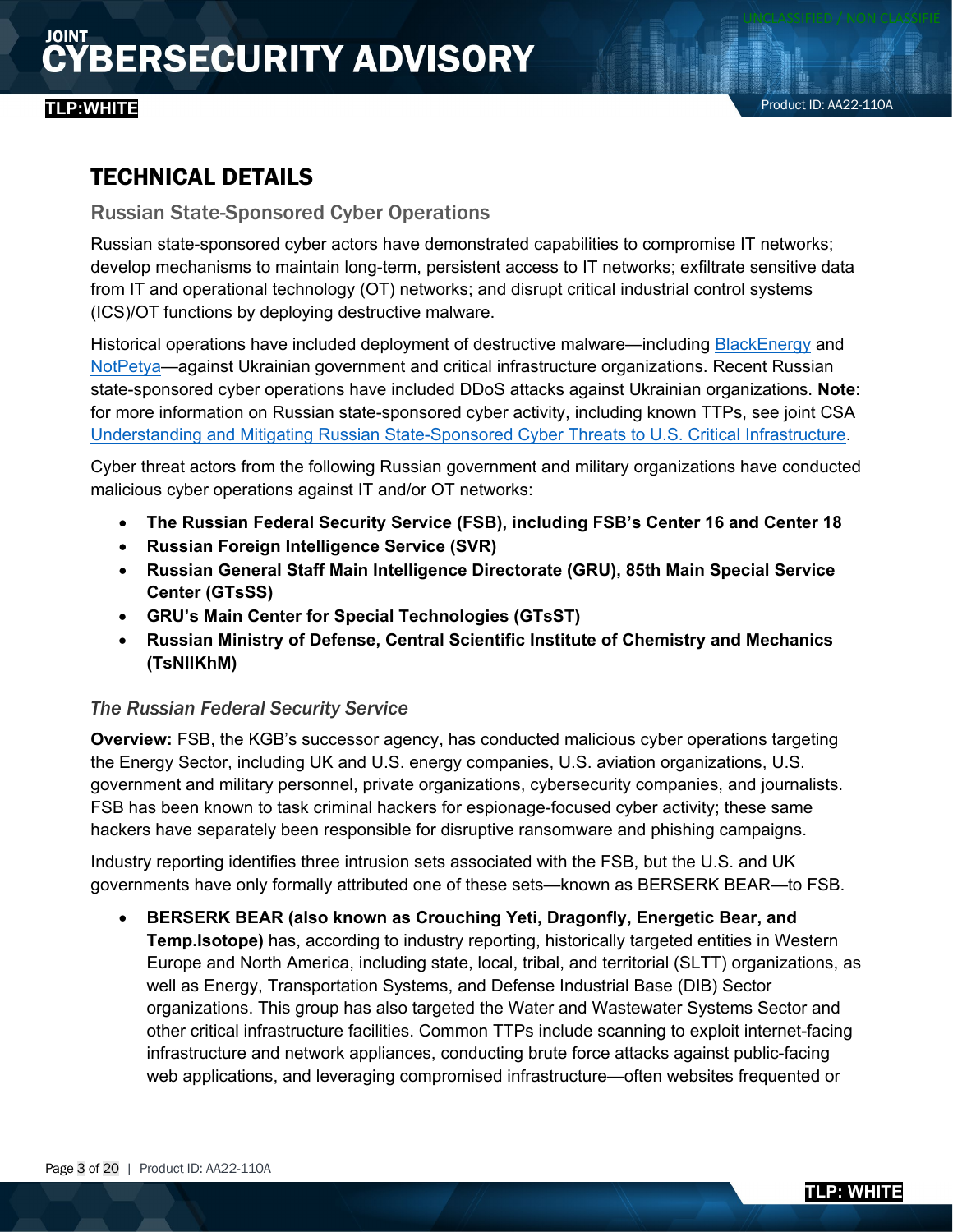# TECHNICAL DETAILS

## Russian State-Sponsored Cyber Operations

Russian state-sponsored cyber actors have demonstrated capabilities to compromise IT networks; develop mechanisms to maintain long-term, persistent access to IT networks; exfiltrate sensitive data from IT and operational technology (OT) networks; and disrupt critical industrial control systems (ICS)/OT functions by deploying destructive malware.

Historical operations have included deployment of destructive malware—including BlackEnergy and NotPetya—against Ukrainian government and critical infrastructure organizations. Recent Russian state-sponsored cyber operations have included DDoS attacks against Ukrainian organizations. **Note**: for more information on Russian state-sponsored cyber activity, including known TTPs, see joint CSA Understanding and Mitigating Russian State-Sponsored Cyber Threats to U.S. Critical Infrastructure.

Cyber threat actors from the following Russian government and military organizations have conducted malicious cyber operations against IT and/or OT networks:

- **The Russian Federal Security Service (FSB), including FSB's Center 16 and Center 18**
- **Russian Foreign Intelligence Service (SVR)**
- **Russian General Staff Main Intelligence Directorate (GRU), 85th Main Special Service Center (GTsSS)**
- **GRU's Main Center for Special Technologies (GTsST)**
- **Russian Ministry of Defense, Central Scientific Institute of Chemistry and Mechanics (TsNIIKhM)**

### *The Russian Federal Security Service*

**Overview:** FSB, the KGB's successor agency, has conducted malicious cyber operations targeting the Energy Sector, including UK and U.S. energy companies, U.S. aviation organizations, U.S. government and military personnel, private organizations, cybersecurity companies, and journalists. FSB has been known to task criminal hackers for espionage-focused cyber activity; these same hackers have separately been responsible for disruptive ransomware and phishing campaigns.

Industry reporting identifies three intrusion sets associated with the FSB, but the U.S. and UK governments have only formally attributed one of these sets—known as BERSERK BEAR—to FSB.

- **BERSERK BEAR (also known as Crouching Yeti, Dragonfly, Energetic Bear, and Temp.Isotope)** has, according to industry reporting, historically targeted entities in Western Europe and North America, including state, local, tribal, and territorial (SLTT) organizations, as well as Energy, Transportation Systems, and Defense Industrial Base (DIB) Sector organizations. This group has also targeted the Water and Wastewater Systems Sector and other critical infrastructure facilities. Common TTPs include scanning to exploit internet-facing infrastructure and network appliances, conducting brute force attacks against public-facing web applications, and leveraging compromised infrastructure—often websites frequented or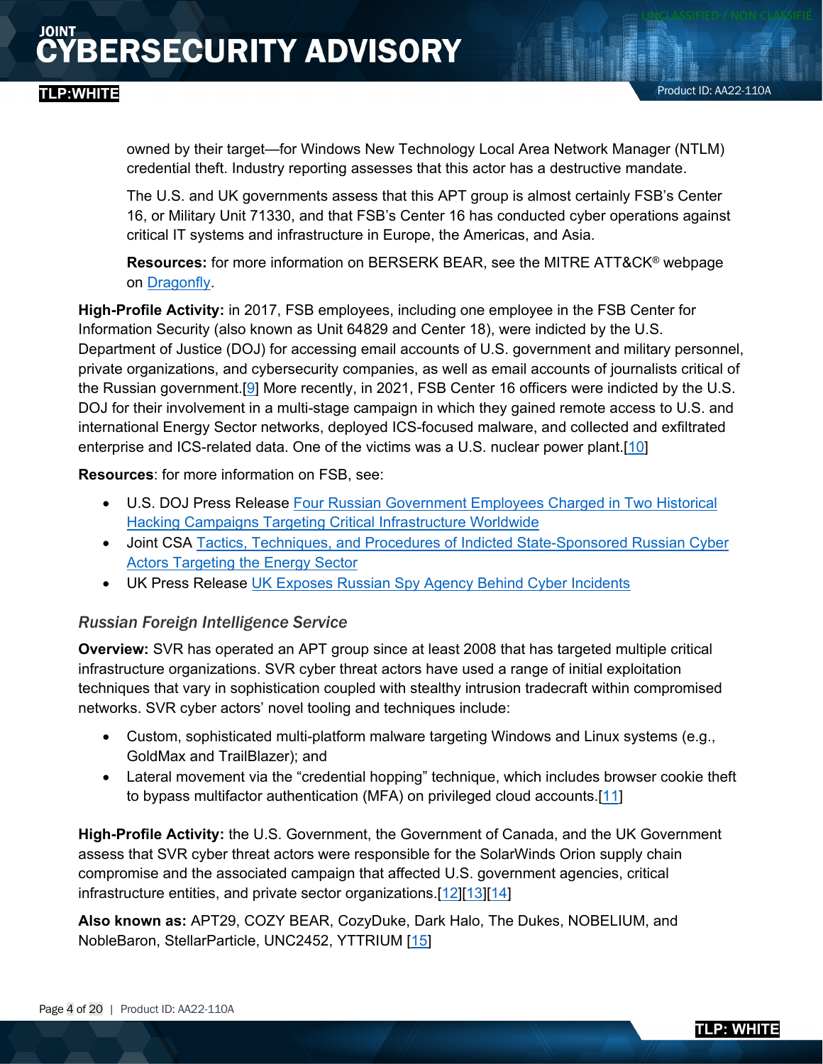owned by their target—for Windows New Technology Local Area Network Manager (NTLM) credential theft. Industry reporting assesses that this actor has a destructive mandate.

The U.S. and UK governments assess that this APT group is almost certainly FSB's Center 16, or Military Unit 71330, and that FSB's Center 16 has conducted cyber operations against critical IT systems and infrastructure in Europe, the Americas, and Asia.

**Resources:** for more information on BERSERK BEAR, see the MITRE ATT&CK® webpage on Dragonfly.

**High-Profile Activity:** in 2017, FSB employees, including one employee in the FSB Center for Information Security (also known as Unit 64829 and Center 18), were indicted by the U.S. Department of Justice (DOJ) for accessing email accounts of U.S. government and military personnel, private organizations, and cybersecurity companies, as well as email accounts of journalists critical of the Russian government.[9] More recently, in 2021, FSB Center 16 officers were indicted by the U.S. DOJ for their involvement in a multi-stage campaign in which they gained remote access to U.S. and international Energy Sector networks, deployed ICS-focused malware, and collected and exfiltrated enterprise and ICS-related data. One of the victims was a U.S. nuclear power plant.[10]

**Resources**: for more information on FSB, see:

- U.S. DOJ Press Release Four Russian Government Employees Charged in Two Historical Hacking Campaigns Targeting Critical Infrastructure Worldwide
- Joint CSA Tactics, Techniques, and Procedures of Indicted State-Sponsored Russian Cyber Actors Targeting the Energy Sector
- UK Press Release UK Exposes Russian Spy Agency Behind Cyber Incidents

### *Russian Foreign Intelligence Service*

**Overview:** SVR has operated an APT group since at least 2008 that has targeted multiple critical infrastructure organizations. SVR cyber threat actors have used a range of initial exploitation techniques that vary in sophistication coupled with stealthy intrusion tradecraft within compromised networks. SVR cyber actors' novel tooling and techniques include:

- Custom, sophisticated multi-platform malware targeting Windows and Linux systems (e.g., GoldMax and TrailBlazer); and
- Lateral movement via the "credential hopping" technique, which includes browser cookie theft to bypass multifactor authentication (MFA) on privileged cloud accounts.[11]

**High-Profile Activity:** the U.S. Government, the Government of Canada, and the UK Government assess that SVR cyber threat actors were responsible for the SolarWinds Orion supply chain compromise and the associated campaign that affected U.S. government agencies, critical infrastructure entities, and private sector organizations.[12][13][14]

**Also known as:** APT29, COZY BEAR, CozyDuke, Dark Halo, The Dukes, NOBELIUM, and NobleBaron, StellarParticle, UNC2452, YTTRIUM [15]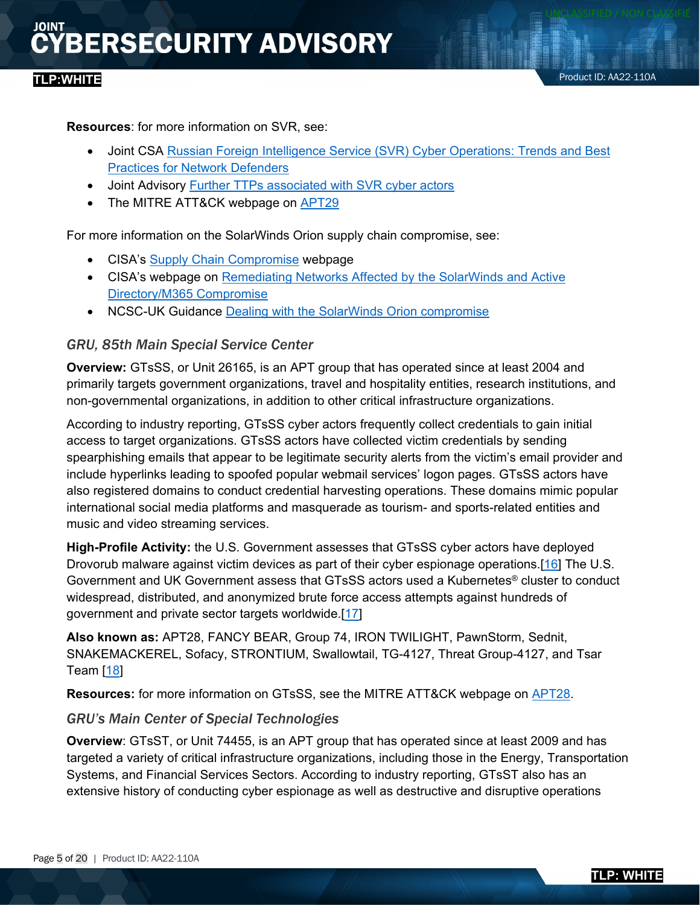**Resources**: for more information on SVR, see:

- Joint CSA Russian Foreign Intelligence Service (SVR) Cyber Operations: Trends and Best Practices for Network Defenders
- Joint Advisory Further TTPs associated with SVR cyber actors
- The MITRE ATT&CK webpage on APT29

For more information on the SolarWinds Orion supply chain compromise, see:

- CISA's Supply Chain Compromise webpage
- CISA's webpage on Remediating Networks Affected by the SolarWinds and Active Directory/M365 Compromise
- NCSC-UK Guidance Dealing with the SolarWinds Orion compromise

### *GRU, 85th Main Special Service Center*

**Overview:** GTsSS, or Unit 26165, is an APT group that has operated since at least 2004 and primarily targets government organizations, travel and hospitality entities, research institutions, and non-governmental organizations, in addition to other critical infrastructure organizations.

According to industry reporting, GTsSS cyber actors frequently collect credentials to gain initial access to target organizations. GTsSS actors have collected victim credentials by sending spearphishing emails that appear to be legitimate security alerts from the victim's email provider and include hyperlinks leading to spoofed popular webmail services' logon pages. GTsSS actors have also registered domains to conduct credential harvesting operations. These domains mimic popular international social media platforms and masquerade as tourism- and sports-related entities and music and video streaming services.

**High-Profile Activity:** the U.S. Government assesses that GTsSS cyber actors have deployed Drovorub malware against victim devices as part of their cyber espionage operations.[16] The U.S. Government and UK Government assess that GTsSS actors used a Kubernetes® cluster to conduct widespread, distributed, and anonymized brute force access attempts against hundreds of government and private sector targets worldwide.[17]

**Also known as:** APT28, FANCY BEAR, Group 74, IRON TWILIGHT, PawnStorm, Sednit, SNAKEMACKEREL, Sofacy, STRONTIUM, Swallowtail, TG-4127, Threat Group-4127, and Tsar Team [18]

**Resources:** for more information on GTsSS, see the MITRE ATT&CK webpage on APT28.

### *GRU's Main Center of Special Technologies*

**Overview**: GTsST, or Unit 74455, is an APT group that has operated since at least 2009 and has targeted a variety of critical infrastructure organizations, including those in the Energy, Transportation Systems, and Financial Services Sectors. According to industry reporting, GTsST also has an extensive history of conducting cyber espionage as well as destructive and disruptive operations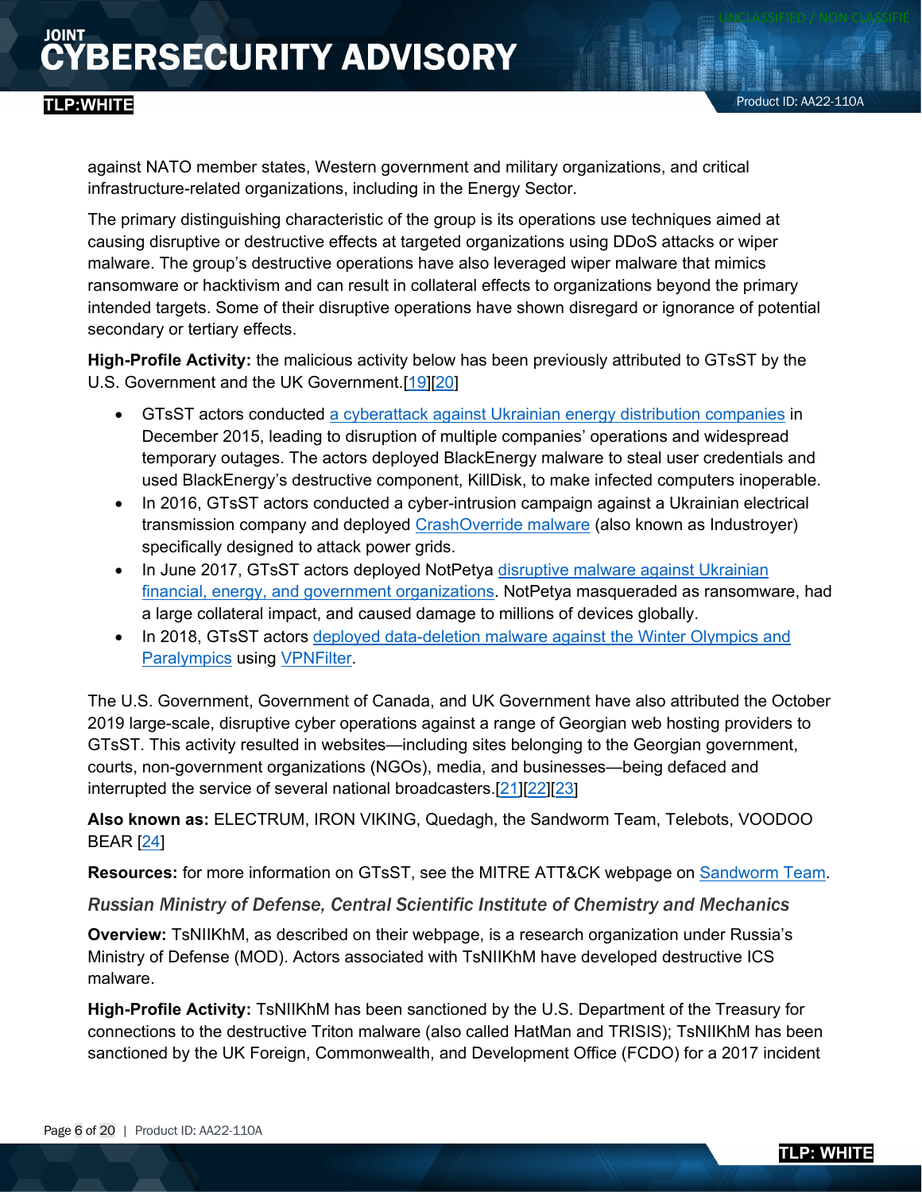against NATO member states, Western government and military organizations, and critical infrastructure-related organizations, including in the Energy Sector.

The primary distinguishing characteristic of the group is its operations use techniques aimed at causing disruptive or destructive effects at targeted organizations using DDoS attacks or wiper malware. The group's destructive operations have also leveraged wiper malware that mimics ransomware or hacktivism and can result in collateral effects to organizations beyond the primary intended targets. Some of their disruptive operations have shown disregard or ignorance of potential secondary or tertiary effects.

**High-Profile Activity:** the malicious activity below has been previously attributed to GTsST by the U.S. Government and the UK Government.[19][20]

- GTsST actors conducted a cyberattack against Ukrainian energy distribution companies in December 2015, leading to disruption of multiple companies' operations and widespread temporary outages. The actors deployed BlackEnergy malware to steal user credentials and used BlackEnergy's destructive component, KillDisk, to make infected computers inoperable.
- In 2016, GTsST actors conducted a cyber-intrusion campaign against a Ukrainian electrical transmission company and deployed CrashOverride malware (also known as Industroyer) specifically designed to attack power grids.
- In June 2017, GTsST actors deployed NotPetya disruptive malware against Ukrainian financial, energy, and government organizations. NotPetya masqueraded as ransomware, had a large collateral impact, and caused damage to millions of devices globally.
- In 2018, GTsST actors deployed data-deletion malware against the Winter Olympics and Paralympics using VPNFilter.

The U.S. Government, Government of Canada, and UK Government have also attributed the October 2019 large-scale, disruptive cyber operations against a range of Georgian web hosting providers to GTsST. This activity resulted in websites—including sites belonging to the Georgian government, courts, non-government organizations (NGOs), media, and businesses—being defaced and interrupted the service of several national broadcasters.[21][22][23]

**Also known as:** ELECTRUM, IRON VIKING, Quedagh, the Sandworm Team, Telebots, VOODOO BEAR [24]

**Resources:** for more information on GTsST, see the MITRE ATT&CK webpage on Sandworm Team.

### *Russian Ministry of Defense, Central Scientific Institute of Chemistry and Mechanics*

**Overview:** TsNIIKhM, as described on their webpage, is a research organization under Russia's Ministry of Defense (MOD). Actors associated with TsNIIKhM have developed destructive ICS malware.

**High-Profile Activity:** TsNIIKhM has been sanctioned by the U.S. Department of the Treasury for connections to the destructive Triton malware (also called HatMan and TRISIS); TsNIIKhM has been sanctioned by the UK Foreign, Commonwealth, and Development Office (FCDO) for a 2017 incident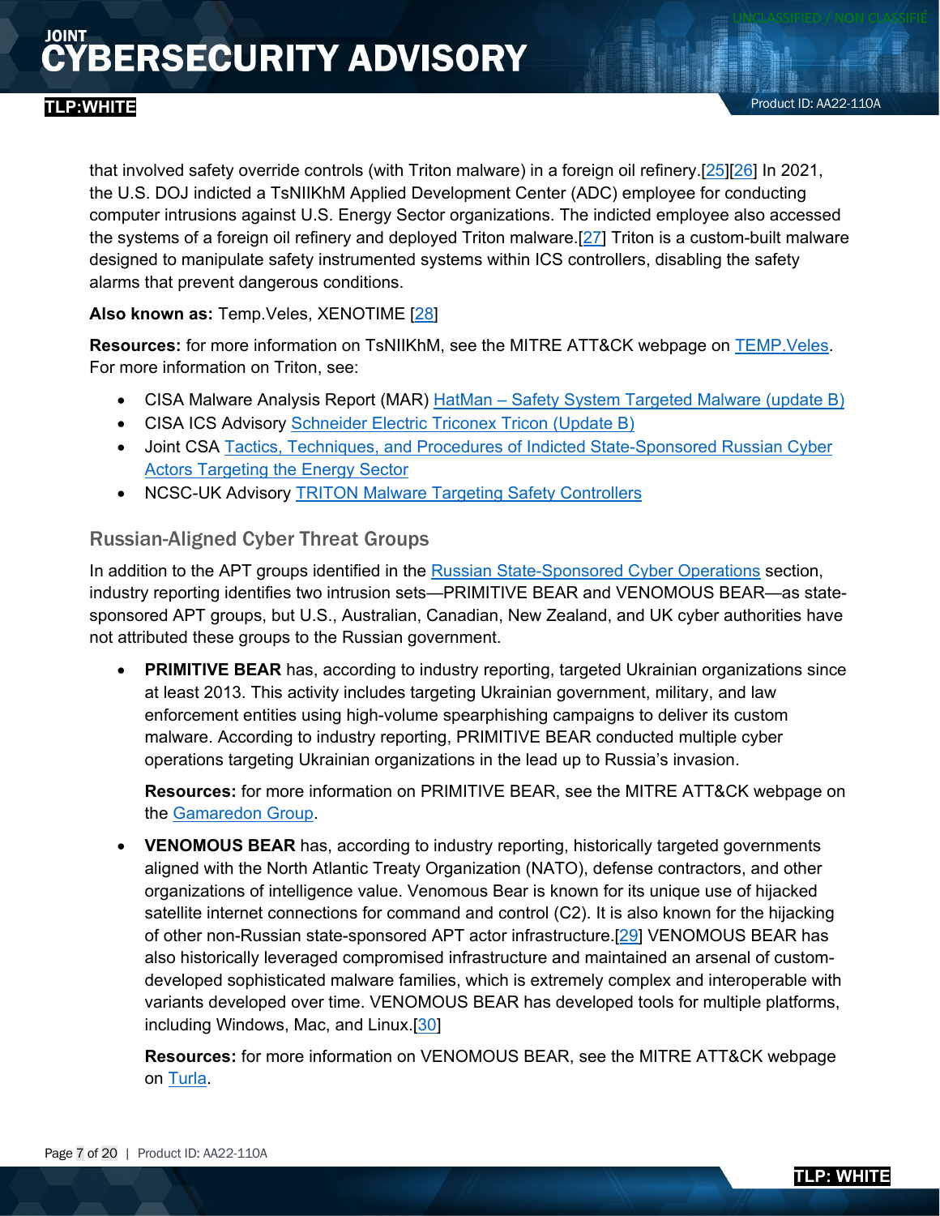that involved safety override controls (with Triton malware) in a foreign oil refinery.[25][26] In 2021, the U.S. DOJ indicted a TsNIIKhM Applied Development Center (ADC) employee for conducting computer intrusions against U.S. Energy Sector organizations. The indicted employee also accessed the systems of a foreign oil refinery and deployed Triton malware.[27] Triton is a custom-built malware designed to manipulate safety instrumented systems within ICS controllers, disabling the safety alarms that prevent dangerous conditions.

**Also known as:** Temp.Veles, XENOTIME [28]

**Resources:** for more information on TsNIIKhM, see the MITRE ATT&CK webpage on TEMP.Veles. For more information on Triton, see:

- CISA Malware Analysis Report (MAR) HatMan – Safety System Targeted Malware (update B)
- CISA ICS Advisory Schneider Electric Triconex Tricon (Update B)
- Joint CSA Tactics, Techniques, and Procedures of Indicted State-Sponsored Russian Cyber Actors Targeting the Energy Sector
- NCSC-UK Advisory TRITON Malware Targeting Safety Controllers

### Russian-Aligned Cyber Threat Groups

In addition to the APT groups identified in the Russian State-Sponsored Cyber Operations section, industry reporting identifies two intrusion sets—PRIMITIVE BEAR and VENOMOUS BEAR—as state-sponsored APT groups, but U.S., Australian, Canadian, New Zealand, and UK cyber authorities have not attributed these groups to the Russian government.

- **PRIMITIVE BEAR** has, according to industry reporting, targeted Ukrainian organizations since at least 2013. This activity includes targeting Ukrainian government, military, and law enforcement entities using high-volume spearphishing campaigns to deliver its custom malware. According to industry reporting, PRIMITIVE BEAR conducted multiple cyber operations targeting Ukrainian organizations in the lead up to Russia's invasion.

  **Resources:** for more information on PRIMITIVE BEAR, see the MITRE ATT&CK webpage on the Gamaredon Group.

- **VENOMOUS BEAR** has, according to industry reporting, historically targeted governments aligned with the North Atlantic Treaty Organization (NATO), defense contractors, and other organizations of intelligence value. Venomous Bear is known for its unique use of hijacked satellite internet connections for command and control (C2). It is also known for the hijacking of other non-Russian state-sponsored APT actor infrastructure.[29] VENOMOUS BEAR has also historically leveraged compromised infrastructure and maintained an arsenal of custom-developed sophisticated malware families, which is extremely complex and interoperable with variants developed over time. VENOMOUS BEAR has developed tools for multiple platforms, including Windows, Mac, and Linux.[30]

  **Resources:** for more information on VENOMOUS BEAR, see the MITRE ATT&CK webpage on Turla.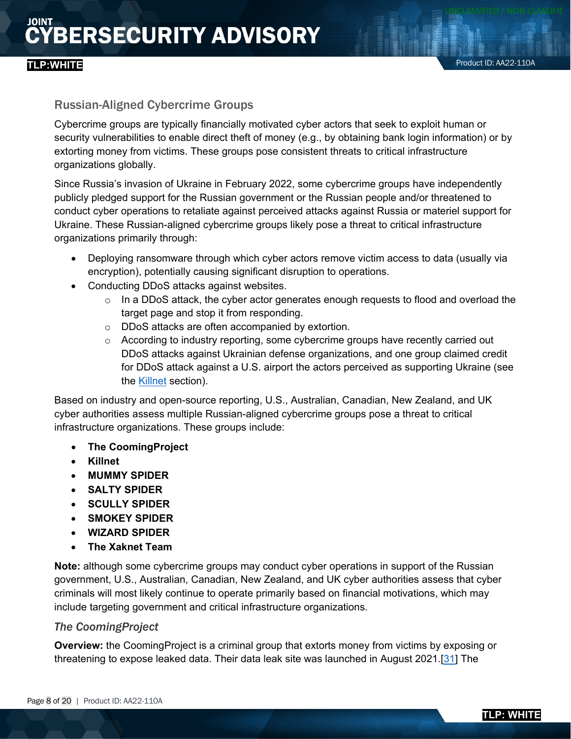## Russian-Aligned Cybercrime Groups

Cybercrime groups are typically financially motivated cyber actors that seek to exploit human or security vulnerabilities to enable direct theft of money (e.g., by obtaining bank login information) or by extorting money from victims. These groups pose consistent threats to critical infrastructure organizations globally.

Since Russia's invasion of Ukraine in February 2022, some cybercrime groups have independently publicly pledged support for the Russian government or the Russian people and/or threatened to conduct cyber operations to retaliate against perceived attacks against Russia or materiel support for Ukraine. These Russian-aligned cybercrime groups likely pose a threat to critical infrastructure organizations primarily through:

- Deploying ransomware through which cyber actors remove victim access to data (usually via encryption), potentially causing significant disruption to operations.
- Conducting DDoS attacks against websites.
  - In a DDoS attack, the cyber actor generates enough requests to flood and overload the target page and stop it from responding.
  - DDoS attacks are often accompanied by extortion.
  - According to industry reporting, some cybercrime groups have recently carried out DDoS attacks against Ukrainian defense organizations, and one group claimed credit for DDoS attack against a U.S. airport the actors perceived as supporting Ukraine (see the Killnet section).

Based on industry and open-source reporting, U.S., Australian, Canadian, New Zealand, and UK cyber authorities assess multiple Russian-aligned cybercrime groups pose a threat to critical infrastructure organizations. These groups include:

- **The CoomingProject**
- **Killnet**
- **MUMMY SPIDER**
- **SALTY SPIDER**
- **SCULLY SPIDER**
- **SMOKEY SPIDER**
- **WIZARD SPIDER**
- **The Xaknet Team**

**Note:** although some cybercrime groups may conduct cyber operations in support of the Russian government, U.S., Australian, Canadian, New Zealand, and UK cyber authorities assess that cyber criminals will most likely continue to operate primarily based on financial motivations, which may include targeting government and critical infrastructure organizations.

### *The CoomingProject*

**Overview:** the CoomingProject is a criminal group that extorts money from victims by exposing or threatening to expose leaked data. Their data leak site was launched in August 2021.[31] The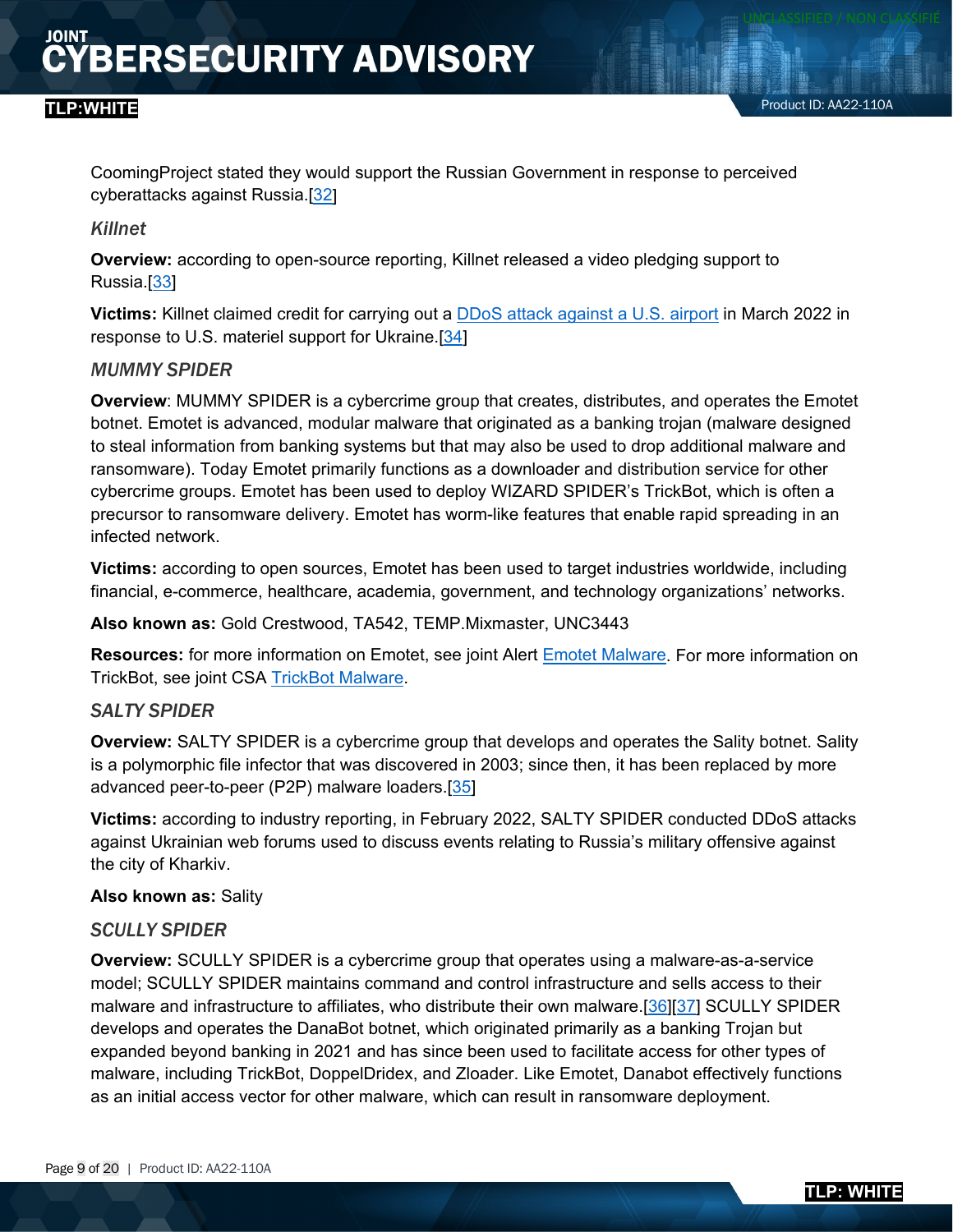CoomingProject stated they would support the Russian Government in response to perceived cyberattacks against Russia.[32]

### *Killnet*

**Overview:** according to open-source reporting, Killnet released a video pledging support to Russia.[33]

**Victims:** Killnet claimed credit for carrying out a DDoS attack against a U.S. airport in March 2022 in response to U.S. materiel support for Ukraine.[34]

### *MUMMY SPIDER*

**Overview**: MUMMY SPIDER is a cybercrime group that creates, distributes, and operates the Emotet botnet. Emotet is advanced, modular malware that originated as a banking trojan (malware designed to steal information from banking systems but that may also be used to drop additional malware and ransomware). Today Emotet primarily functions as a downloader and distribution service for other cybercrime groups. Emotet has been used to deploy WIZARD SPIDER's TrickBot, which is often a precursor to ransomware delivery. Emotet has worm-like features that enable rapid spreading in an infected network.

**Victims:** according to open sources, Emotet has been used to target industries worldwide, including financial, e-commerce, healthcare, academia, government, and technology organizations' networks.

**Also known as:** Gold Crestwood, TA542, TEMP.Mixmaster, UNC3443

**Resources:** for more information on Emotet, see joint Alert Emotet Malware. For more information on TrickBot, see joint CSA TrickBot Malware.

### *SALTY SPIDER*

**Overview:** SALTY SPIDER is a cybercrime group that develops and operates the Sality botnet. Sality is a polymorphic file infector that was discovered in 2003; since then, it has been replaced by more advanced peer-to-peer (P2P) malware loaders.[35]

**Victims:** according to industry reporting, in February 2022, SALTY SPIDER conducted DDoS attacks against Ukrainian web forums used to discuss events relating to Russia's military offensive against the city of Kharkiv.

**Also known as:** Sality

### *SCULLY SPIDER*

**Overview:** SCULLY SPIDER is a cybercrime group that operates using a malware-as-a-service model; SCULLY SPIDER maintains command and control infrastructure and sells access to their malware and infrastructure to affiliates, who distribute their own malware.[36][37] SCULLY SPIDER develops and operates the DanaBot botnet, which originated primarily as a banking Trojan but expanded beyond banking in 2021 and has since been used to facilitate access for other types of malware, including TrickBot, DoppelDridex, and Zloader. Like Emotet, Danabot effectively functions as an initial access vector for other malware, which can result in ransomware deployment.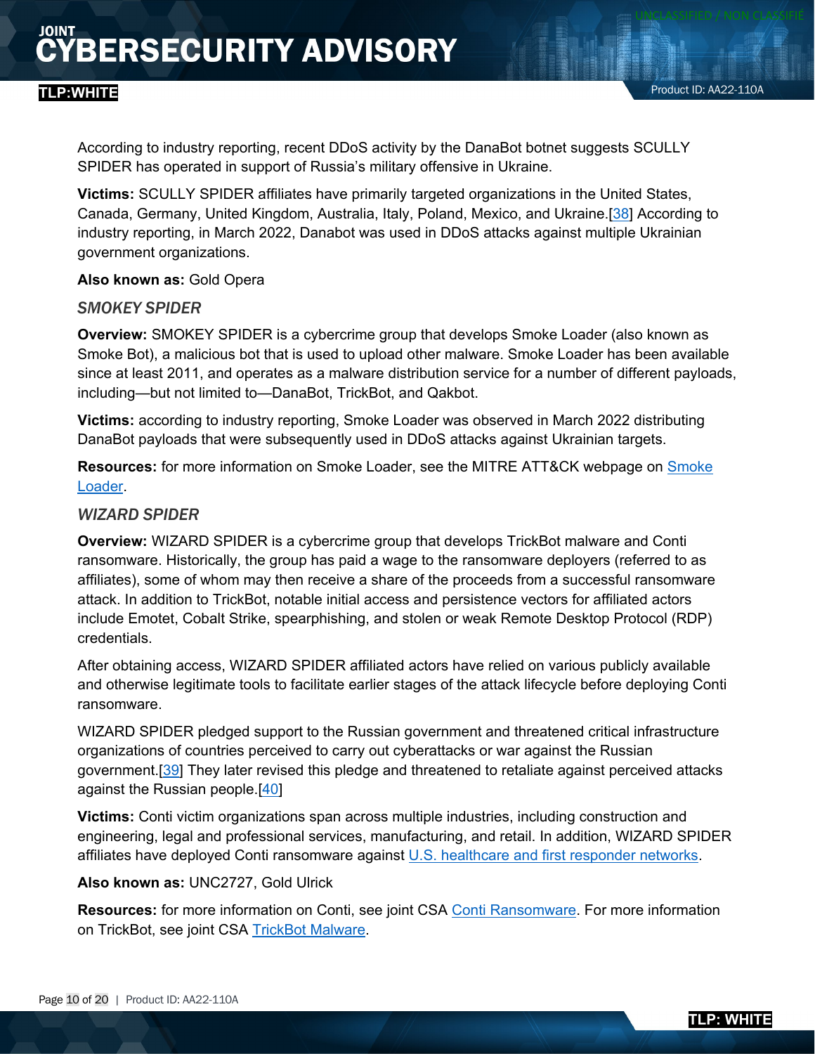According to industry reporting, recent DDoS activity by the DanaBot botnet suggests SCULLY SPIDER has operated in support of Russia's military offensive in Ukraine.

**Victims:** SCULLY SPIDER affiliates have primarily targeted organizations in the United States, Canada, Germany, United Kingdom, Australia, Italy, Poland, Mexico, and Ukraine.[38] According to industry reporting, in March 2022, Danabot was used in DDoS attacks against multiple Ukrainian government organizations.

**Also known as:** Gold Opera

### *SMOKEY SPIDER*

**Overview:** SMOKEY SPIDER is a cybercrime group that develops Smoke Loader (also known as Smoke Bot), a malicious bot that is used to upload other malware. Smoke Loader has been available since at least 2011, and operates as a malware distribution service for a number of different payloads, including—but not limited to—DanaBot, TrickBot, and Qakbot.

**Victims:** according to industry reporting, Smoke Loader was observed in March 2022 distributing DanaBot payloads that were subsequently used in DDoS attacks against Ukrainian targets.

**Resources:** for more information on Smoke Loader, see the MITRE ATT&CK webpage on Smoke Loader.

### *WIZARD SPIDER*

**Overview:** WIZARD SPIDER is a cybercrime group that develops TrickBot malware and Conti ransomware. Historically, the group has paid a wage to the ransomware deployers (referred to as affiliates), some of whom may then receive a share of the proceeds from a successful ransomware attack. In addition to TrickBot, notable initial access and persistence vectors for affiliated actors include Emotet, Cobalt Strike, spearphishing, and stolen or weak Remote Desktop Protocol (RDP) credentials.

After obtaining access, WIZARD SPIDER affiliated actors have relied on various publicly available and otherwise legitimate tools to facilitate earlier stages of the attack lifecycle before deploying Conti ransomware.

WIZARD SPIDER pledged support to the Russian government and threatened critical infrastructure organizations of countries perceived to carry out cyberattacks or war against the Russian government.[39] They later revised this pledge and threatened to retaliate against perceived attacks against the Russian people.[40]

**Victims:** Conti victim organizations span across multiple industries, including construction and engineering, legal and professional services, manufacturing, and retail. In addition, WIZARD SPIDER affiliates have deployed Conti ransomware against U.S. healthcare and first responder networks.

**Also known as:** UNC2727, Gold Ulrick

**Resources:** for more information on Conti, see joint CSA Conti Ransomware. For more information on TrickBot, see joint CSA TrickBot Malware.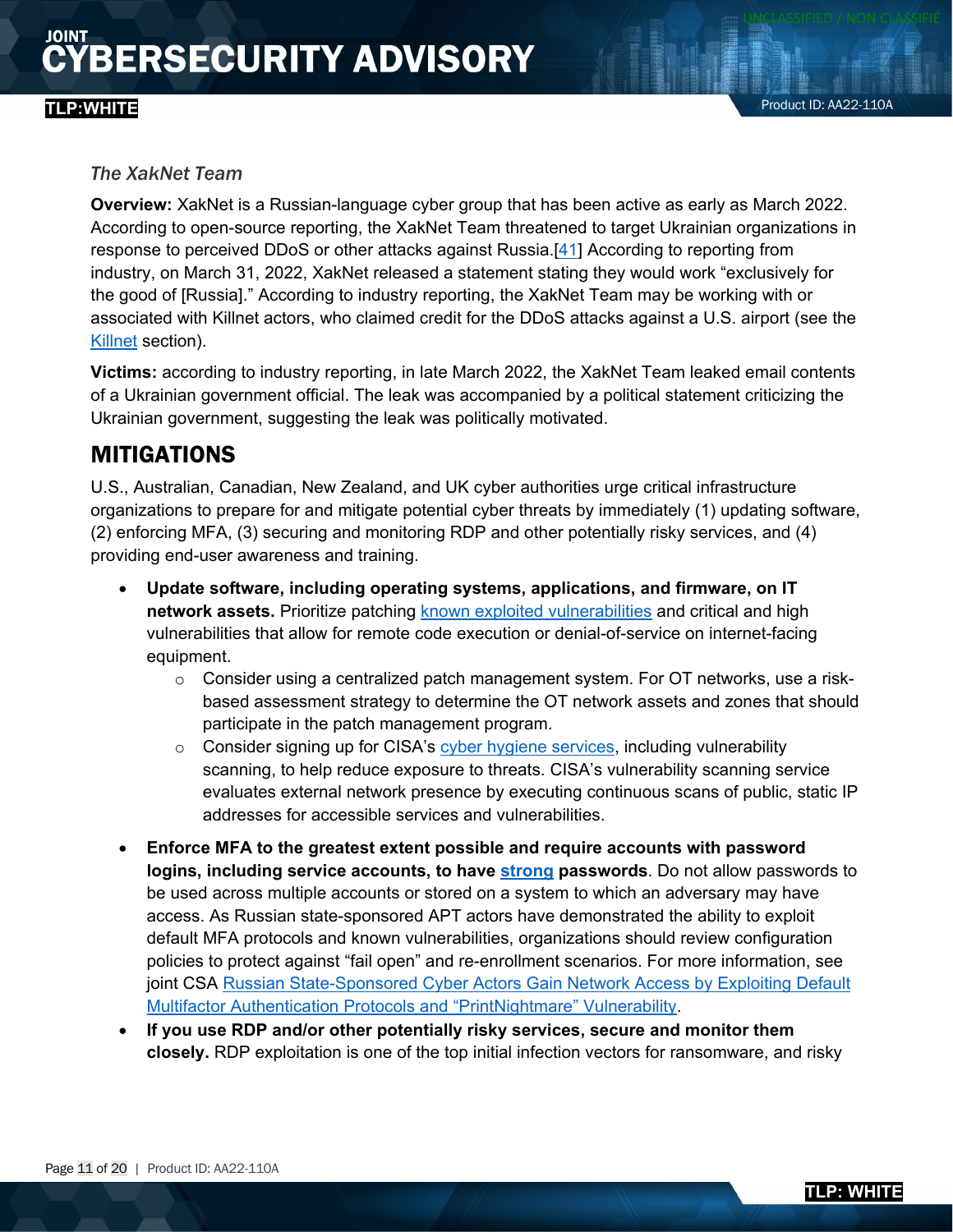*The XakNet Team*

**Overview:** XakNet is a Russian-language cyber group that has been active as early as March 2022. According to open-source reporting, the XakNet Team threatened to target Ukrainian organizations in response to perceived DDoS or other attacks against Russia.[41] According to reporting from industry, on March 31, 2022, XakNet released a statement stating they would work "exclusively for the good of [Russia]." According to industry reporting, the XakNet Team may be working with or associated with Killnet actors, who claimed credit for the DDoS attacks against a U.S. airport (see the Killnet section).

**Victims:** according to industry reporting, in late March 2022, the XakNet Team leaked email contents of a Ukrainian government official. The leak was accompanied by a political statement criticizing the Ukrainian government, suggesting the leak was politically motivated.

## MITIGATIONS

U.S., Australian, Canadian, New Zealand, and UK cyber authorities urge critical infrastructure organizations to prepare for and mitigate potential cyber threats by immediately (1) updating software, (2) enforcing MFA, (3) securing and monitoring RDP and other potentially risky services, and (4) providing end-user awareness and training.

- **Update software, including operating systems, applications, and firmware, on IT network assets.** Prioritize patching known exploited vulnerabilities and critical and high vulnerabilities that allow for remote code execution or denial-of-service on internet-facing equipment.
  - Consider using a centralized patch management system. For OT networks, use a risk-based assessment strategy to determine the OT network assets and zones that should participate in the patch management program.
  - Consider signing up for CISA's cyber hygiene services, including vulnerability scanning, to help reduce exposure to threats. CISA's vulnerability scanning service evaluates external network presence by executing continuous scans of public, static IP addresses for accessible services and vulnerabilities.
- **Enforce MFA to the greatest extent possible and require accounts with password logins, including service accounts, to have strong passwords**. Do not allow passwords to be used across multiple accounts or stored on a system to which an adversary may have access. As Russian state-sponsored APT actors have demonstrated the ability to exploit default MFA protocols and known vulnerabilities, organizations should review configuration policies to protect against "fail open" and re-enrollment scenarios. For more information, see joint CSA Russian State-Sponsored Cyber Actors Gain Network Access by Exploiting Default Multifactor Authentication Protocols and "PrintNightmare" Vulnerability.
- **If you use RDP and/or other potentially risky services, secure and monitor them closely.** RDP exploitation is one of the top initial infection vectors for ransomware, and risky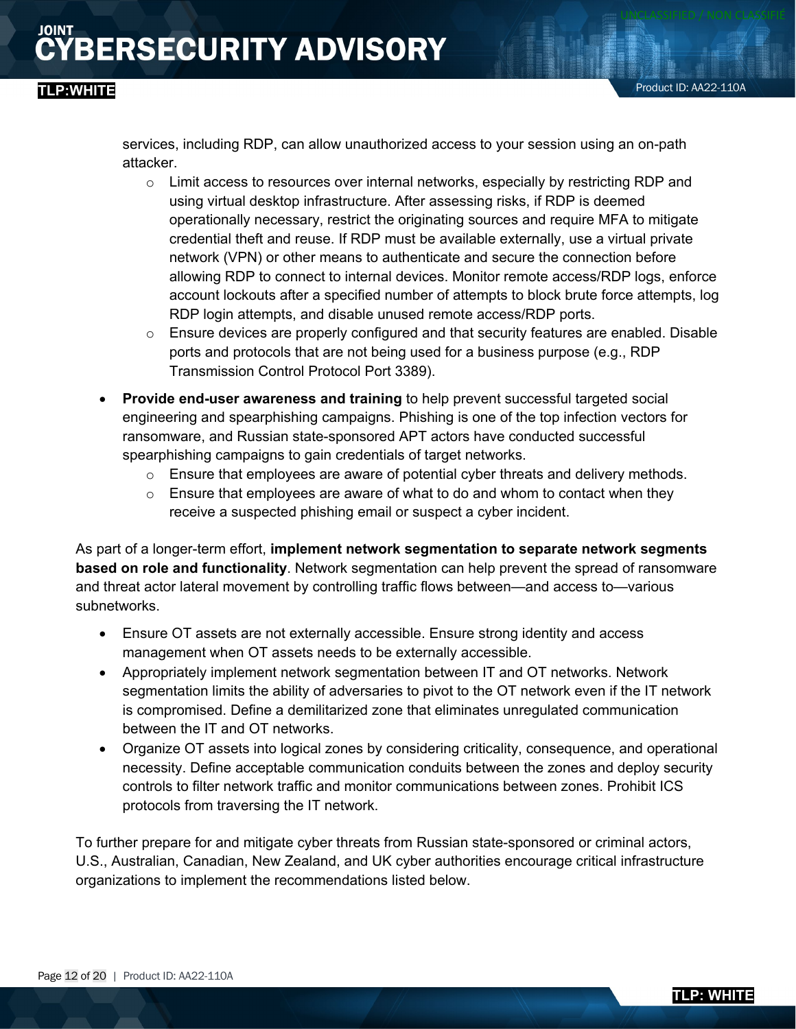services, including RDP, can allow unauthorized access to your session using an on-path attacker.

  - Limit access to resources over internal networks, especially by restricting RDP and using virtual desktop infrastructure. After assessing risks, if RDP is deemed operationally necessary, restrict the originating sources and require MFA to mitigate credential theft and reuse. If RDP must be available externally, use a virtual private network (VPN) or other means to authenticate and secure the connection before allowing RDP to connect to internal devices. Monitor remote access/RDP logs, enforce account lockouts after a specified number of attempts to block brute force attempts, log RDP login attempts, and disable unused remote access/RDP ports.
  - Ensure devices are properly configured and that security features are enabled. Disable ports and protocols that are not being used for a business purpose (e.g., RDP Transmission Control Protocol Port 3389).

- **Provide end-user awareness and training** to help prevent successful targeted social engineering and spearphishing campaigns. Phishing is one of the top infection vectors for ransomware, and Russian state-sponsored APT actors have conducted successful spearphishing campaigns to gain credentials of target networks.
  - Ensure that employees are aware of potential cyber threats and delivery methods.
  - Ensure that employees are aware of what to do and whom to contact when they receive a suspected phishing email or suspect a cyber incident.

As part of a longer-term effort, **implement network segmentation to separate network segments based on role and functionality**. Network segmentation can help prevent the spread of ransomware and threat actor lateral movement by controlling traffic flows between—and access to—various subnetworks.

- Ensure OT assets are not externally accessible. Ensure strong identity and access management when OT assets needs to be externally accessible.
- Appropriately implement network segmentation between IT and OT networks. Network segmentation limits the ability of adversaries to pivot to the OT network even if the IT network is compromised. Define a demilitarized zone that eliminates unregulated communication between the IT and OT networks.
- Organize OT assets into logical zones by considering criticality, consequence, and operational necessity. Define acceptable communication conduits between the zones and deploy security controls to filter network traffic and monitor communications between zones. Prohibit ICS protocols from traversing the IT network.

To further prepare for and mitigate cyber threats from Russian state-sponsored or criminal actors, U.S., Australian, Canadian, New Zealand, and UK cyber authorities encourage critical infrastructure organizations to implement the recommendations listed below.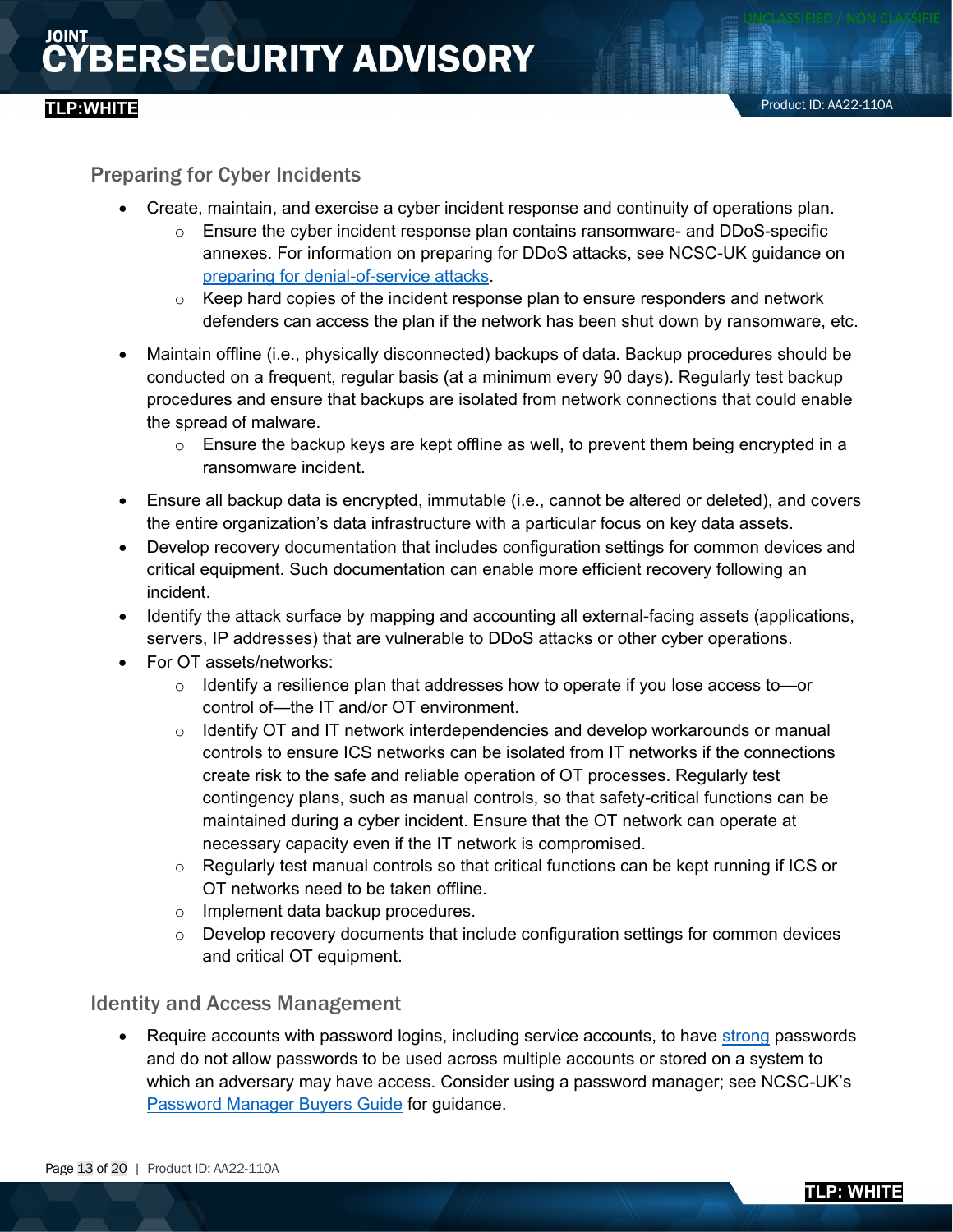## Preparing for Cyber Incidents

- Create, maintain, and exercise a cyber incident response and continuity of operations plan.
  - Ensure the cyber incident response plan contains ransomware- and DDoS-specific annexes. For information on preparing for DDoS attacks, see NCSC-UK guidance on [preparing for denial-of-service attacks](preparing for denial-of-service attacks).
  - Keep hard copies of the incident response plan to ensure responders and network defenders can access the plan if the network has been shut down by ransomware, etc.
- Maintain offline (i.e., physically disconnected) backups of data. Backup procedures should be conducted on a frequent, regular basis (at a minimum every 90 days). Regularly test backup procedures and ensure that backups are isolated from network connections that could enable the spread of malware.
  - Ensure the backup keys are kept offline as well, to prevent them being encrypted in a ransomware incident.
- Ensure all backup data is encrypted, immutable (i.e., cannot be altered or deleted), and covers the entire organization's data infrastructure with a particular focus on key data assets.
- Develop recovery documentation that includes configuration settings for common devices and critical equipment. Such documentation can enable more efficient recovery following an incident.
- Identify the attack surface by mapping and accounting all external-facing assets (applications, servers, IP addresses) that are vulnerable to DDoS attacks or other cyber operations.
- For OT assets/networks:
  - Identify a resilience plan that addresses how to operate if you lose access to—or control of—the IT and/or OT environment.
  - Identify OT and IT network interdependencies and develop workarounds or manual controls to ensure ICS networks can be isolated from IT networks if the connections create risk to the safe and reliable operation of OT processes. Regularly test contingency plans, such as manual controls, so that safety-critical functions can be maintained during a cyber incident. Ensure that the OT network can operate at necessary capacity even if the IT network is compromised.
  - Regularly test manual controls so that critical functions can be kept running if ICS or OT networks need to be taken offline.
  - Implement data backup procedures.
  - Develop recovery documents that include configuration settings for common devices and critical OT equipment.

## Identity and Access Management

- Require accounts with password logins, including service accounts, to have strong passwords and do not allow passwords to be used across multiple accounts or stored on a system to which an adversary may have access. Consider using a password manager; see NCSC-UK's Password Manager Buyers Guide for guidance.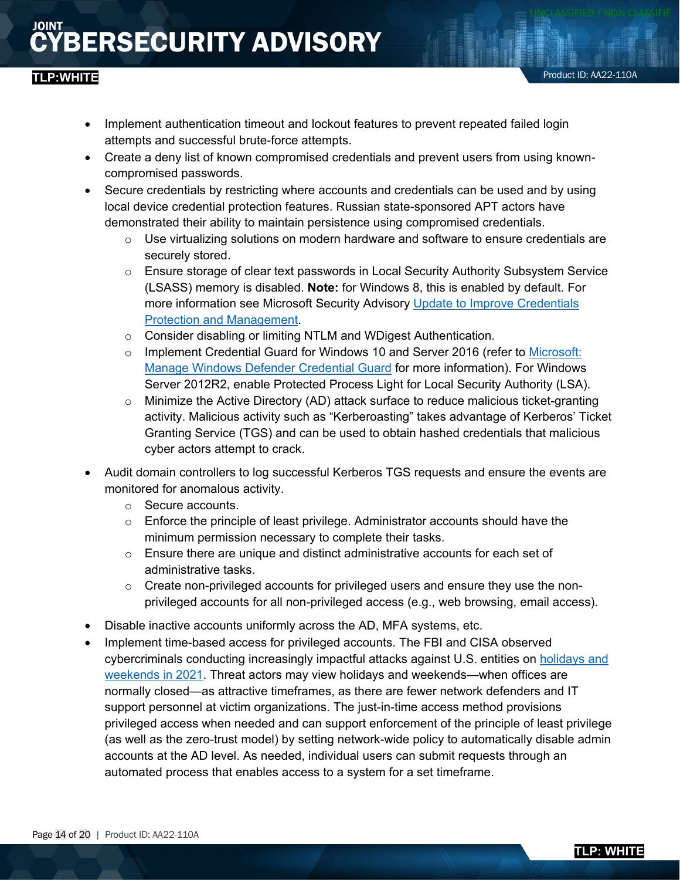- Implement authentication timeout and lockout features to prevent repeated failed login attempts and successful brute-force attempts.
- Create a deny list of known compromised credentials and prevent users from using known-compromised passwords.
- Secure credentials by restricting where accounts and credentials can be used and by using local device credential protection features. Russian state-sponsored APT actors have demonstrated their ability to maintain persistence using compromised credentials.
  - Use virtualizing solutions on modern hardware and software to ensure credentials are securely stored.
  - Ensure storage of clear text passwords in Local Security Authority Subsystem Service (LSASS) memory is disabled. **Note:** for Windows 8, this is enabled by default. For more information see Microsoft Security Advisory [Update to Improve Credentials Protection and Management](#).
  - Consider disabling or limiting NTLM and WDigest Authentication.
  - Implement Credential Guard for Windows 10 and Server 2016 (refer to [Microsoft: Manage Windows Defender Credential Guard](#) for more information). For Windows Server 2012R2, enable Protected Process Light for Local Security Authority (LSA).
  - Minimize the Active Directory (AD) attack surface to reduce malicious ticket-granting activity. Malicious activity such as "Kerberoasting" takes advantage of Kerberos' Ticket Granting Service (TGS) and can be used to obtain hashed credentials that malicious cyber actors attempt to crack.
- Audit domain controllers to log successful Kerberos TGS requests and ensure the events are monitored for anomalous activity.
  - Secure accounts.
  - Enforce the principle of least privilege. Administrator accounts should have the minimum permission necessary to complete their tasks.
  - Ensure there are unique and distinct administrative accounts for each set of administrative tasks.
  - Create non-privileged accounts for privileged users and ensure they use the non-privileged accounts for all non-privileged access (e.g., web browsing, email access).
- Disable inactive accounts uniformly across the AD, MFA systems, etc.
- Implement time-based access for privileged accounts. The FBI and CISA observed cybercriminals conducting increasingly impactful attacks against U.S. entities on [holidays and weekends in 2021](#). Threat actors may view holidays and weekends—when offices are normally closed—as attractive timeframes, as there are fewer network defenders and IT support personnel at victim organizations. The just-in-time access method provisions privileged access when needed and can support enforcement of the principle of least privilege (as well as the zero-trust model) by setting network-wide policy to automatically disable admin accounts at the AD level. As needed, individual users can submit requests through an automated process that enables access to a system for a set timeframe.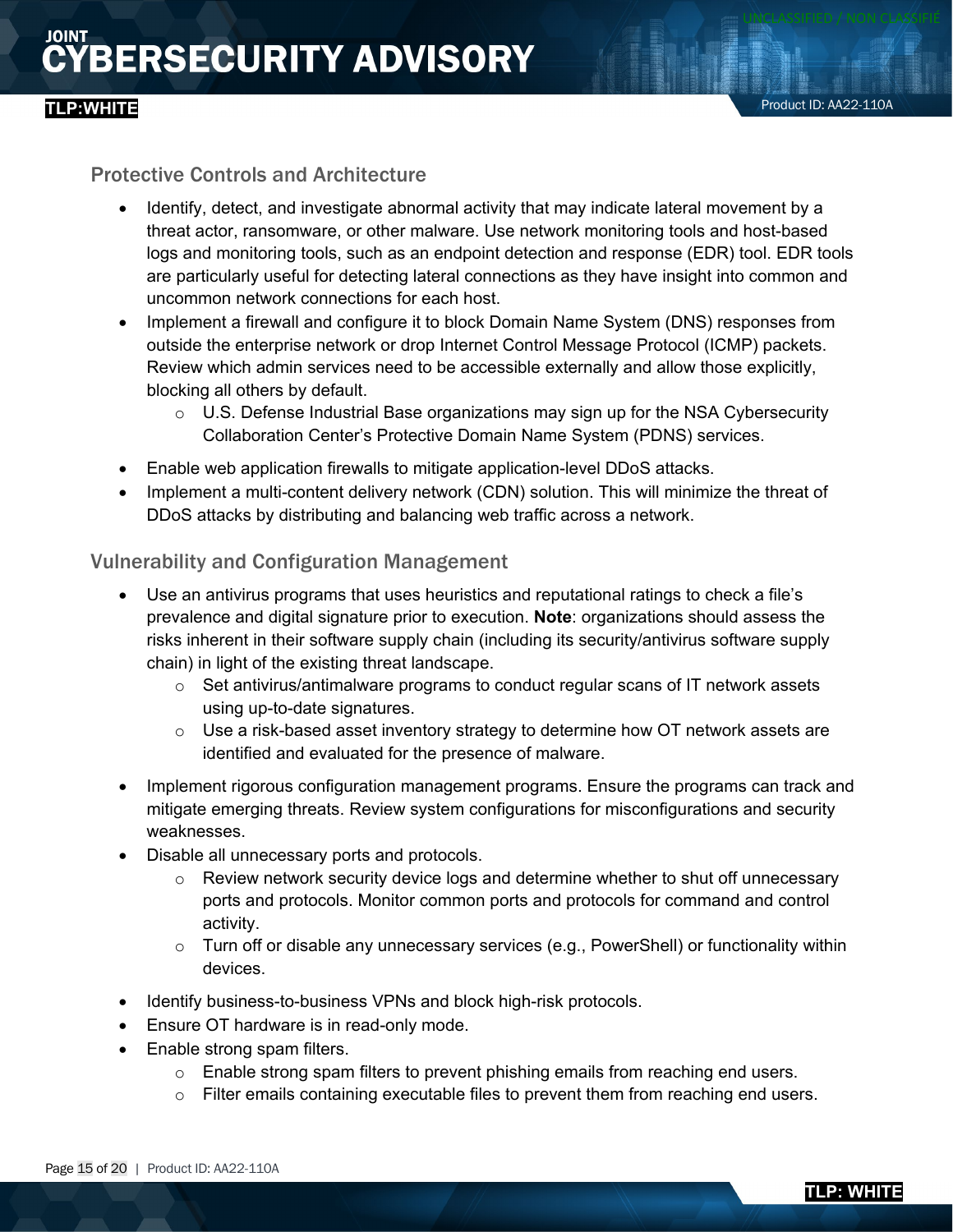### Protective Controls and Architecture

- Identify, detect, and investigate abnormal activity that may indicate lateral movement by a threat actor, ransomware, or other malware. Use network monitoring tools and host-based logs and monitoring tools, such as an endpoint detection and response (EDR) tool. EDR tools are particularly useful for detecting lateral connections as they have insight into common and uncommon network connections for each host.
- Implement a firewall and configure it to block Domain Name System (DNS) responses from outside the enterprise network or drop Internet Control Message Protocol (ICMP) packets. Review which admin services need to be accessible externally and allow those explicitly, blocking all others by default.
  - U.S. Defense Industrial Base organizations may sign up for the NSA Cybersecurity Collaboration Center's Protective Domain Name System (PDNS) services.
- Enable web application firewalls to mitigate application-level DDoS attacks.
- Implement a multi-content delivery network (CDN) solution. This will minimize the threat of DDoS attacks by distributing and balancing web traffic across a network.

### Vulnerability and Configuration Management

- Use an antivirus programs that uses heuristics and reputational ratings to check a file's prevalence and digital signature prior to execution. **Note**: organizations should assess the risks inherent in their software supply chain (including its security/antivirus software supply chain) in light of the existing threat landscape.
  - Set antivirus/antimalware programs to conduct regular scans of IT network assets using up-to-date signatures.
  - Use a risk-based asset inventory strategy to determine how OT network assets are identified and evaluated for the presence of malware.
- Implement rigorous configuration management programs. Ensure the programs can track and mitigate emerging threats. Review system configurations for misconfigurations and security weaknesses.
- Disable all unnecessary ports and protocols.
  - Review network security device logs and determine whether to shut off unnecessary ports and protocols. Monitor common ports and protocols for command and control activity.
  - Turn off or disable any unnecessary services (e.g., PowerShell) or functionality within devices.
- Identify business-to-business VPNs and block high-risk protocols.
- Ensure OT hardware is in read-only mode.
- Enable strong spam filters.
  - Enable strong spam filters to prevent phishing emails from reaching end users.
  - Filter emails containing executable files to prevent them from reaching end users.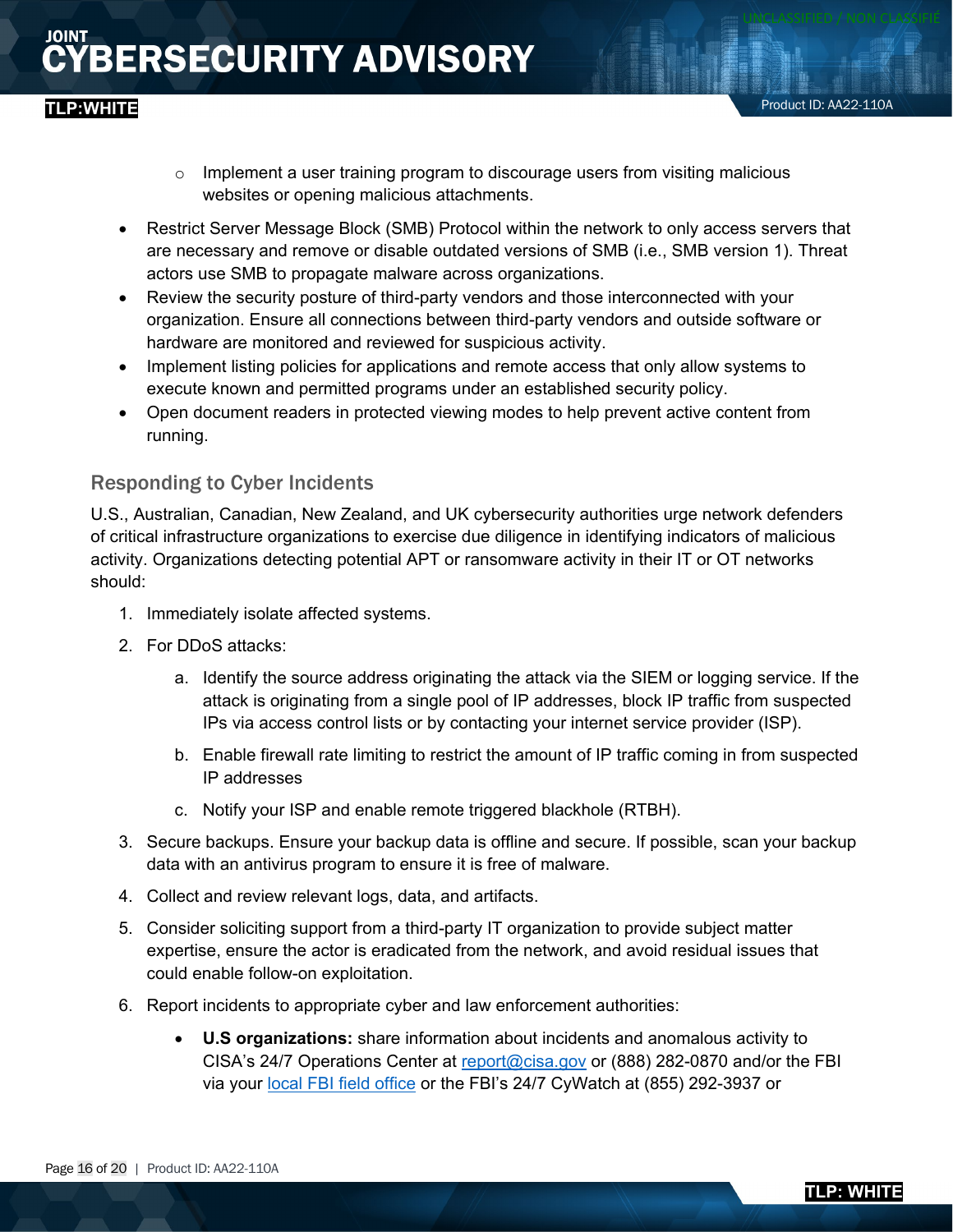- Implement a user training program to discourage users from visiting malicious websites or opening malicious attachments.
- Restrict Server Message Block (SMB) Protocol within the network to only access servers that are necessary and remove or disable outdated versions of SMB (i.e., SMB version 1). Threat actors use SMB to propagate malware across organizations.
- Review the security posture of third-party vendors and those interconnected with your organization. Ensure all connections between third-party vendors and outside software or hardware are monitored and reviewed for suspicious activity.
- Implement listing policies for applications and remote access that only allow systems to execute known and permitted programs under an established security policy.
- Open document readers in protected viewing modes to help prevent active content from running.

### Responding to Cyber Incidents

U.S., Australian, Canadian, New Zealand, and UK cybersecurity authorities urge network defenders of critical infrastructure organizations to exercise due diligence in identifying indicators of malicious activity. Organizations detecting potential APT or ransomware activity in their IT or OT networks should:

1. Immediately isolate affected systems.
2. For DDoS attacks:
    a. Identify the source address originating the attack via the SIEM or logging service. If the attack is originating from a single pool of IP addresses, block IP traffic from suspected IPs via access control lists or by contacting your internet service provider (ISP).
    b. Enable firewall rate limiting to restrict the amount of IP traffic coming in from suspected IP addresses
    c. Notify your ISP and enable remote triggered blackhole (RTBH).
3. Secure backups. Ensure your backup data is offline and secure. If possible, scan your backup data with an antivirus program to ensure it is free of malware.
4. Collect and review relevant logs, data, and artifacts.
5. Consider soliciting support from a third-party IT organization to provide subject matter expertise, ensure the actor is eradicated from the network, and avoid residual issues that could enable follow-on exploitation.
6. Report incidents to appropriate cyber and law enforcement authorities:
    - **U.S organizations:** share information about incidents and anomalous activity to CISA's 24/7 Operations Center at report@cisa.gov or (888) 282-0870 and/or the FBI via your local FBI field office or the FBI's 24/7 CyWatch at (855) 292-3937 or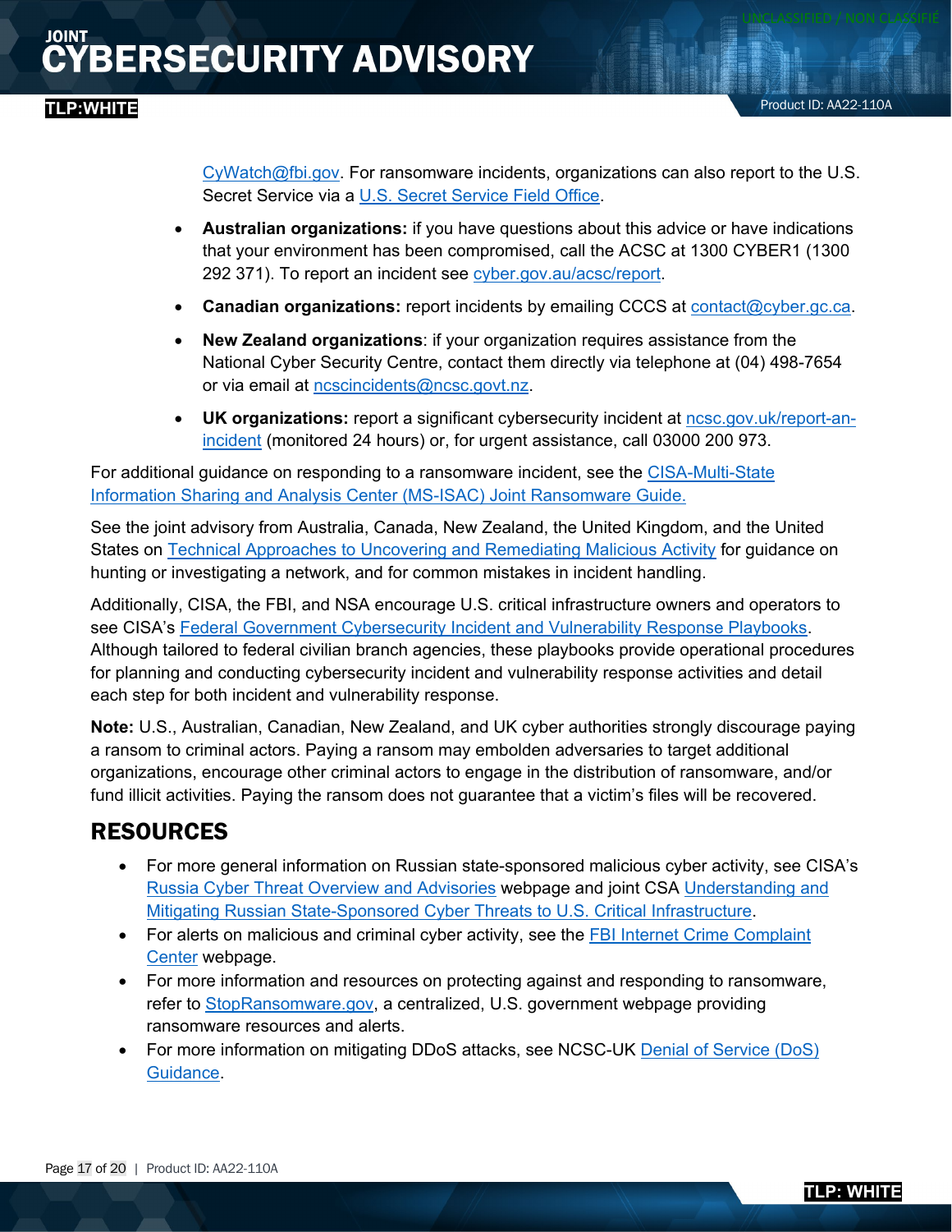CyWatch@fbi.gov. For ransomware incidents, organizations can also report to the U.S. Secret Service via a U.S. Secret Service Field Office.

- **Australian organizations:** if you have questions about this advice or have indications that your environment has been compromised, call the ACSC at 1300 CYBER1 (1300 292 371). To report an incident see cyber.gov.au/acsc/report.
- **Canadian organizations:** report incidents by emailing CCCS at contact@cyber.gc.ca.
- **New Zealand organizations**: if your organization requires assistance from the National Cyber Security Centre, contact them directly via telephone at (04) 498-7654 or via email at ncscincidents@ncsc.govt.nz.
- **UK organizations:** report a significant cybersecurity incident at ncsc.gov.uk/report-an-incident (monitored 24 hours) or, for urgent assistance, call 03000 200 973.

For additional guidance on responding to a ransomware incident, see the CISA-Multi-State Information Sharing and Analysis Center (MS-ISAC) Joint Ransomware Guide.

See the joint advisory from Australia, Canada, New Zealand, the United Kingdom, and the United States on Technical Approaches to Uncovering and Remediating Malicious Activity for guidance on hunting or investigating a network, and for common mistakes in incident handling.

Additionally, CISA, the FBI, and NSA encourage U.S. critical infrastructure owners and operators to see CISA's Federal Government Cybersecurity Incident and Vulnerability Response Playbooks. Although tailored to federal civilian branch agencies, these playbooks provide operational procedures for planning and conducting cybersecurity incident and vulnerability response activities and detail each step for both incident and vulnerability response.

**Note:** U.S., Australian, Canadian, New Zealand, and UK cyber authorities strongly discourage paying a ransom to criminal actors. Paying a ransom may embolden adversaries to target additional organizations, encourage other criminal actors to engage in the distribution of ransomware, and/or fund illicit activities. Paying the ransom does not guarantee that a victim's files will be recovered.

## RESOURCES

- For more general information on Russian state-sponsored malicious cyber activity, see CISA's Russia Cyber Threat Overview and Advisories webpage and joint CSA Understanding and Mitigating Russian State-Sponsored Cyber Threats to U.S. Critical Infrastructure.
- For alerts on malicious and criminal cyber activity, see the FBI Internet Crime Complaint Center webpage.
- For more information and resources on protecting against and responding to ransomware, refer to StopRansomware.gov, a centralized, U.S. government webpage providing ransomware resources and alerts.
- For more information on mitigating DDoS attacks, see NCSC-UK Denial of Service (DoS) Guidance.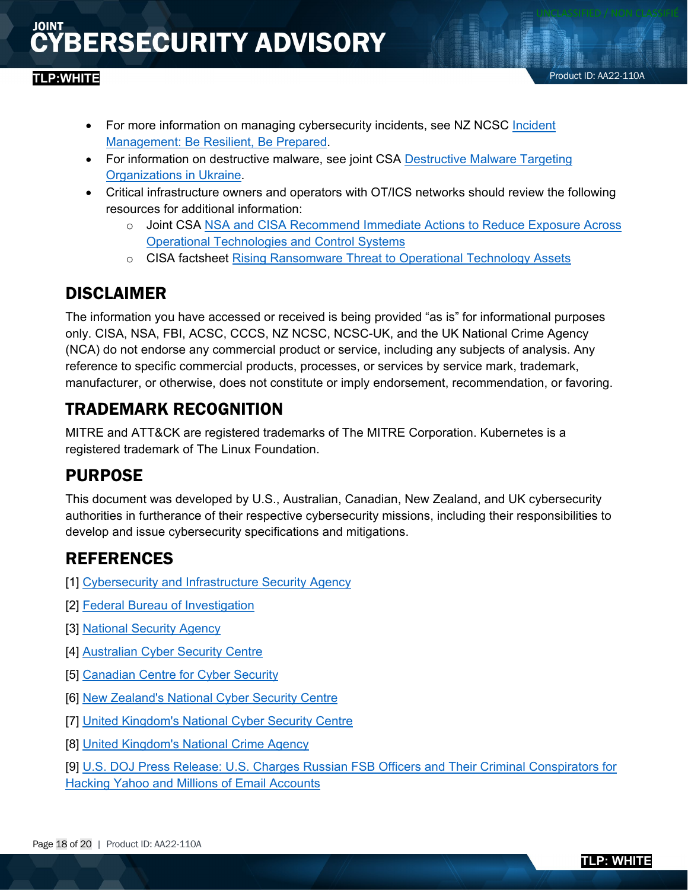- For more information on managing cybersecurity incidents, see NZ NCSC Incident Management: Be Resilient, Be Prepared.
- For information on destructive malware, see joint CSA Destructive Malware Targeting Organizations in Ukraine.
- Critical infrastructure owners and operators with OT/ICS networks should review the following resources for additional information:
  - Joint CSA NSA and CISA Recommend Immediate Actions to Reduce Exposure Across Operational Technologies and Control Systems
  - CISA factsheet Rising Ransomware Threat to Operational Technology Assets

## DISCLAIMER

The information you have accessed or received is being provided "as is" for informational purposes only. CISA, NSA, FBI, ACSC, CCCS, NZ NCSC, NCSC-UK, and the UK National Crime Agency (NCA) do not endorse any commercial product or service, including any subjects of analysis. Any reference to specific commercial products, processes, or services by service mark, trademark, manufacturer, or otherwise, does not constitute or imply endorsement, recommendation, or favoring.

## TRADEMARK RECOGNITION

MITRE and ATT&CK are registered trademarks of The MITRE Corporation. Kubernetes is a registered trademark of The Linux Foundation.

## PURPOSE

This document was developed by U.S., Australian, Canadian, New Zealand, and UK cybersecurity authorities in furtherance of their respective cybersecurity missions, including their responsibilities to develop and issue cybersecurity specifications and mitigations.

## REFERENCES

[1] Cybersecurity and Infrastructure Security Agency

[2] Federal Bureau of Investigation

[3] National Security Agency

[4] Australian Cyber Security Centre

[5] Canadian Centre for Cyber Security

[6] New Zealand's National Cyber Security Centre

[7] United Kingdom's National Cyber Security Centre

[8] United Kingdom's National Crime Agency

[9] U.S. DOJ Press Release: U.S. Charges Russian FSB Officers and Their Criminal Conspirators for Hacking Yahoo and Millions of Email Accounts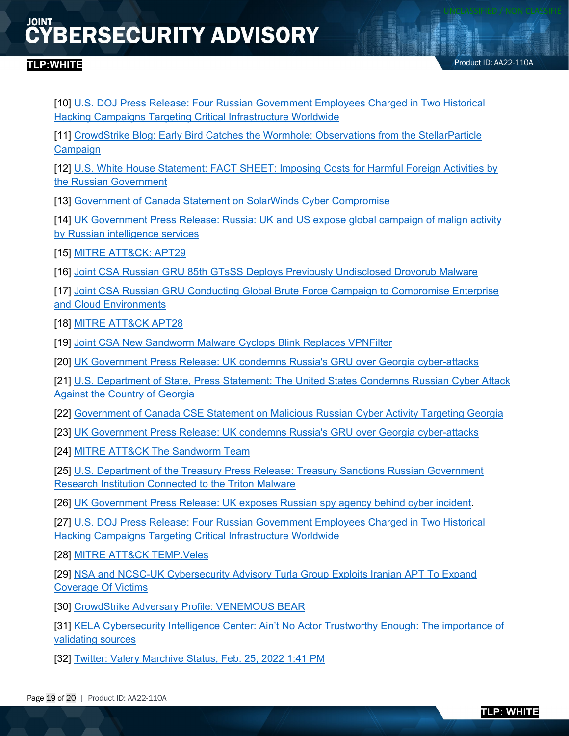[10] U.S. DOJ Press Release: Four Russian Government Employees Charged in Two Historical Hacking Campaigns Targeting Critical Infrastructure Worldwide

[11] CrowdStrike Blog: Early Bird Catches the Wormhole: Observations from the StellarParticle Campaign

[12] U.S. White House Statement: FACT SHEET: Imposing Costs for Harmful Foreign Activities by the Russian Government

[13] Government of Canada Statement on SolarWinds Cyber Compromise

[14] UK Government Press Release: Russia: UK and US expose global campaign of malign activity by Russian intelligence services

[15] MITRE ATT&CK: APT29

[16] Joint CSA Russian GRU 85th GTsSS Deploys Previously Undisclosed Drovorub Malware

[17] Joint CSA Russian GRU Conducting Global Brute Force Campaign to Compromise Enterprise and Cloud Environments

[18] MITRE ATT&CK APT28

[19] Joint CSA New Sandworm Malware Cyclops Blink Replaces VPNFilter

[20] UK Government Press Release: UK condemns Russia's GRU over Georgia cyber-attacks

[21] U.S. Department of State, Press Statement: The United States Condemns Russian Cyber Attack Against the Country of Georgia

[22] Government of Canada CSE Statement on Malicious Russian Cyber Activity Targeting Georgia

[23] UK Government Press Release: UK condemns Russia's GRU over Georgia cyber-attacks

[24] MITRE ATT&CK The Sandworm Team

[25] U.S. Department of the Treasury Press Release: Treasury Sanctions Russian Government Research Institution Connected to the Triton Malware

[26] UK Government Press Release: UK exposes Russian spy agency behind cyber incident.

[27] U.S. DOJ Press Release: Four Russian Government Employees Charged in Two Historical Hacking Campaigns Targeting Critical Infrastructure Worldwide

[28] MITRE ATT&CK TEMP.Veles

[29] NSA and NCSC-UK Cybersecurity Advisory Turla Group Exploits Iranian APT To Expand Coverage Of Victims

[30] CrowdStrike Adversary Profile: VENEMOUS BEAR

[31] KELA Cybersecurity Intelligence Center: Ain't No Actor Trustworthy Enough: The importance of validating sources

[32] Twitter: Valery Marchive Status, Feb. 25, 2022 1:41 PM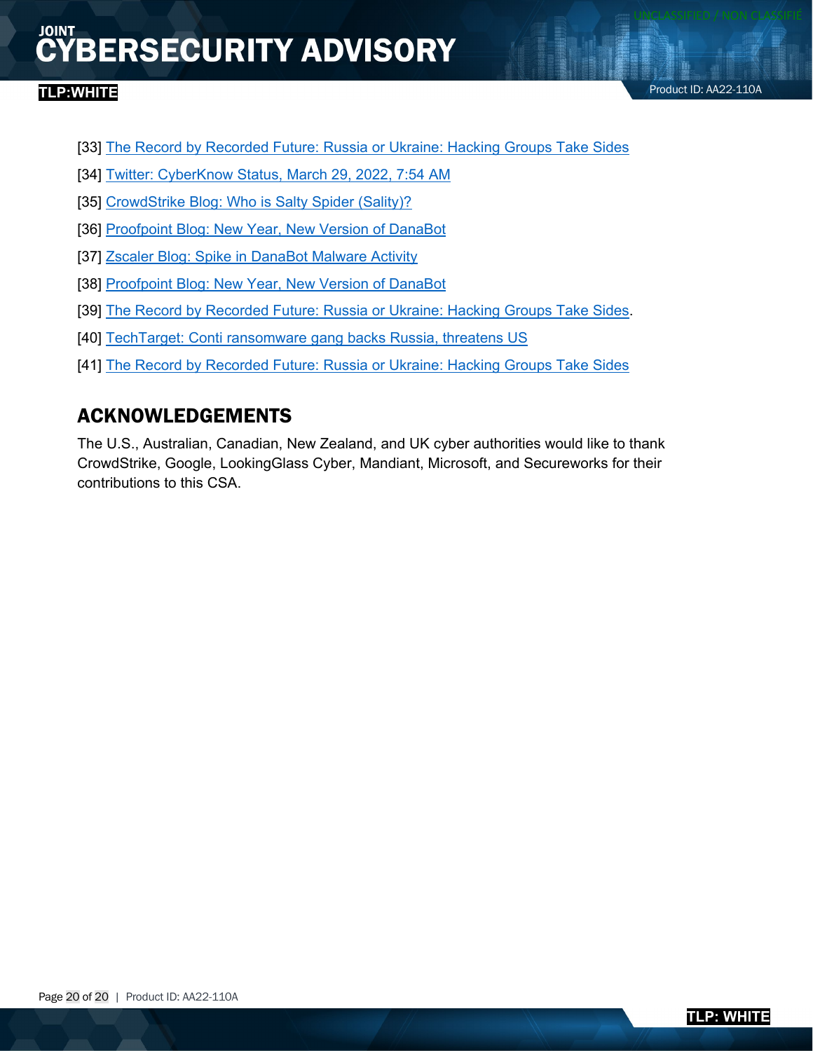[33] The Record by Recorded Future: Russia or Ukraine: Hacking Groups Take Sides

[34] Twitter: CyberKnow Status, March 29, 2022, 7:54 AM

[35] CrowdStrike Blog: Who is Salty Spider (Sality)?

[36] Proofpoint Blog: New Year, New Version of DanaBot

[37] Zscaler Blog: Spike in DanaBot Malware Activity

[38] Proofpoint Blog: New Year, New Version of DanaBot

[39] The Record by Recorded Future: Russia or Ukraine: Hacking Groups Take Sides.

[40] TechTarget: Conti ransomware gang backs Russia, threatens US

[41] The Record by Recorded Future: Russia or Ukraine: Hacking Groups Take Sides

## ACKNOWLEDGEMENTS

The U.S., Australian, Canadian, New Zealand, and UK cyber authorities would like to thank CrowdStrike, Google, LookingGlass Cyber, Mandiant, Microsoft, and Secureworks for their contributions to this CSA.